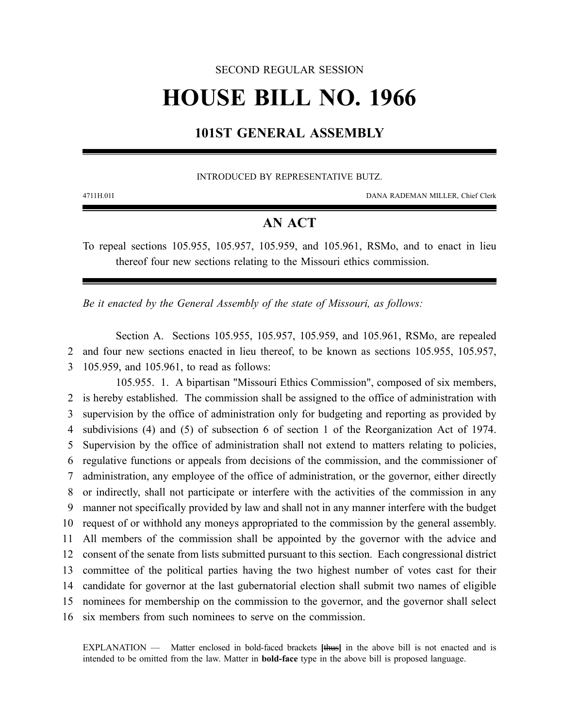SECOND REGULAR SESSION

# HOUSE BILL NO. 1966

## 101ST GENERAL ASSEMBLY

INTRODUCED BY REPRESENTATIVE BUTZ.

4711H.01I DANA RADEMAN MILLER, Chief Clerk

## AN ACT

To repeal sections 105.955, 105.957, 105.959, and 105.961, RSMo, and to enact in lieu thereof four new sections relating to the Missouri ethics commission.

*Be it enacted by the General Assembly of the state of Missouri, as follows:*

Section A. Sections 105.955, 105.957, 105.959, and 105.961, RSMo, are repealed
2 and four new sections enacted in lieu thereof, to be known as sections 105.955, 105.957,
3 105.959, and 105.961, to read as follows:

105.955. 1. A bipartisan "Missouri Ethics Commission", composed of six members,
2 is hereby established. The commission shall be assigned to the office of administration with
3 supervision by the office of administration only for budgeting and reporting as provided by
4 subdivisions (4) and (5) of subsection 6 of section 1 of the Reorganization Act of 1974.
5 Supervision by the office of administration shall not extend to matters relating to policies,
6 regulative functions or appeals from decisions of the commission, and the commissioner of
7 administration, any employee of the office of administration, or the governor, either directly
8 or indirectly, shall not participate or interfere with the activities of the commission in any
9 manner not specifically provided by law and shall not in any manner interfere with the budget
10 request of or withhold any moneys appropriated to the commission by the general assembly.
11 All members of the commission shall be appointed by the governor with the advice and
12 consent of the senate from lists submitted pursuant to this section. Each congressional district
13 committee of the political parties having the two highest number of votes cast for their
14 candidate for governor at the last gubernatorial election shall submit two names of eligible
15 nominees for membership on the commission to the governor, and the governor shall select
16 six members from such nominees to serve on the commission.

EXPLANATION — Matter enclosed in bold-faced brackets **[~~thus~~]** in the above bill is not enacted and is intended to be omitted from the law. Matter in **bold-face** type in the above bill is proposed language.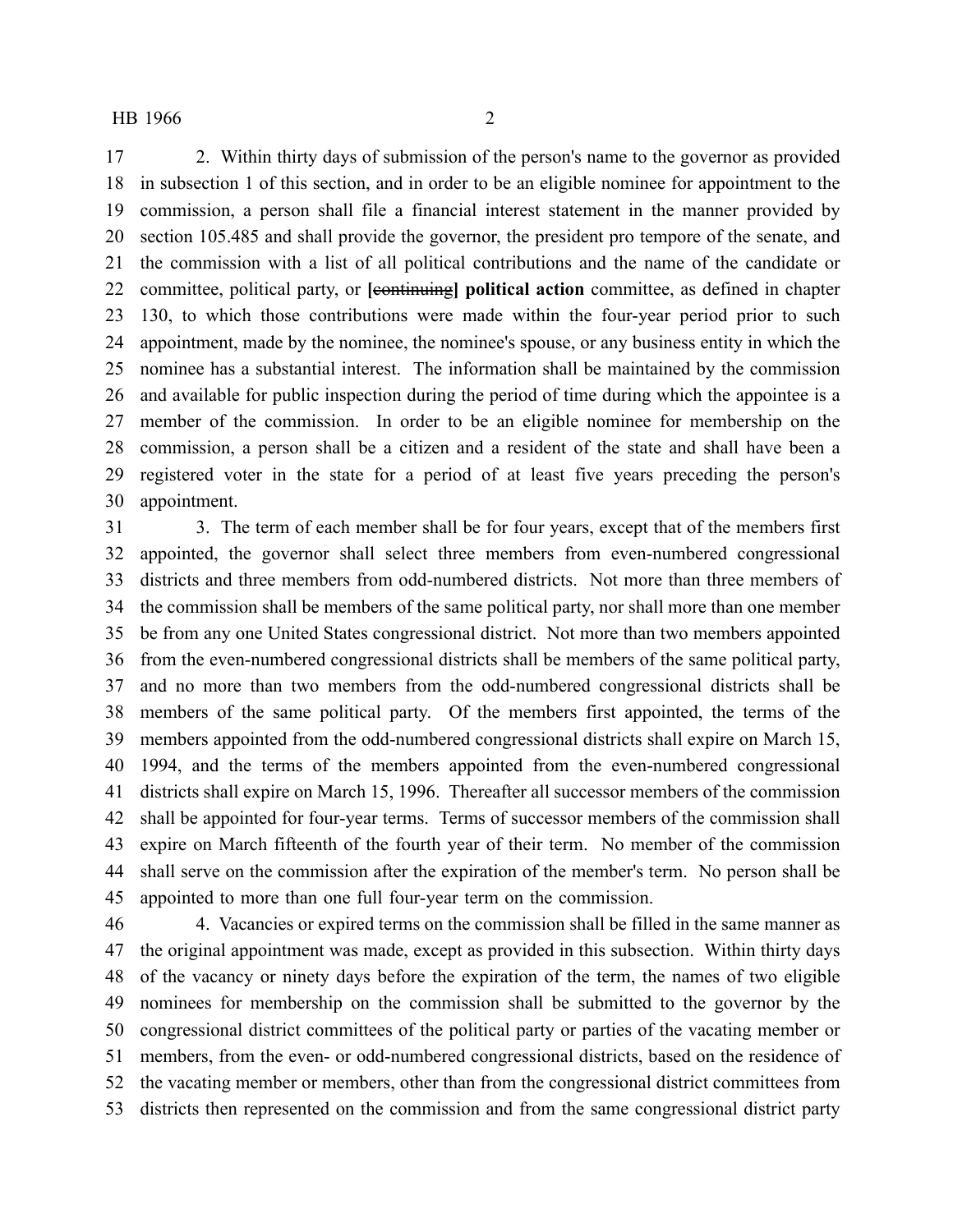2. Within thirty days of submission of the person's name to the governor as provided in subsection 1 of this section, and in order to be an eligible nominee for appointment to the commission, a person shall file a financial interest statement in the manner provided by section 105.485 and shall provide the governor, the president pro tempore of the senate, and the commission with a list of all political contributions and the name of the candidate or committee, political party, or [~~continuing~~] **political action** committee, as defined in chapter 130, to which those contributions were made within the four-year period prior to such appointment, made by the nominee, the nominee's spouse, or any business entity in which the nominee has a substantial interest. The information shall be maintained by the commission and available for public inspection during the period of time during which the appointee is a member of the commission. In order to be an eligible nominee for membership on the commission, a person shall be a citizen and a resident of the state and shall have been a registered voter in the state for a period of at least five years preceding the person's appointment.

3. The term of each member shall be for four years, except that of the members first appointed, the governor shall select three members from even-numbered congressional districts and three members from odd-numbered districts. Not more than three members of the commission shall be members of the same political party, nor shall more than one member be from any one United States congressional district. Not more than two members appointed from the even-numbered congressional districts shall be members of the same political party, and no more than two members from the odd-numbered congressional districts shall be members of the same political party. Of the members first appointed, the terms of the members appointed from the odd-numbered congressional districts shall expire on March 15, 1994, and the terms of the members appointed from the even-numbered congressional districts shall expire on March 15, 1996. Thereafter all successor members of the commission shall be appointed for four-year terms. Terms of successor members of the commission shall expire on March fifteenth of the fourth year of their term. No member of the commission shall serve on the commission after the expiration of the member's term. No person shall be appointed to more than one full four-year term on the commission.

4. Vacancies or expired terms on the commission shall be filled in the same manner as the original appointment was made, except as provided in this subsection. Within thirty days of the vacancy or ninety days before the expiration of the term, the names of two eligible nominees for membership on the commission shall be submitted to the governor by the congressional district committees of the political party or parties of the vacating member or members, from the even- or odd-numbered congressional districts, based on the residence of the vacating member or members, other than from the congressional district committees from districts then represented on the commission and from the same congressional district party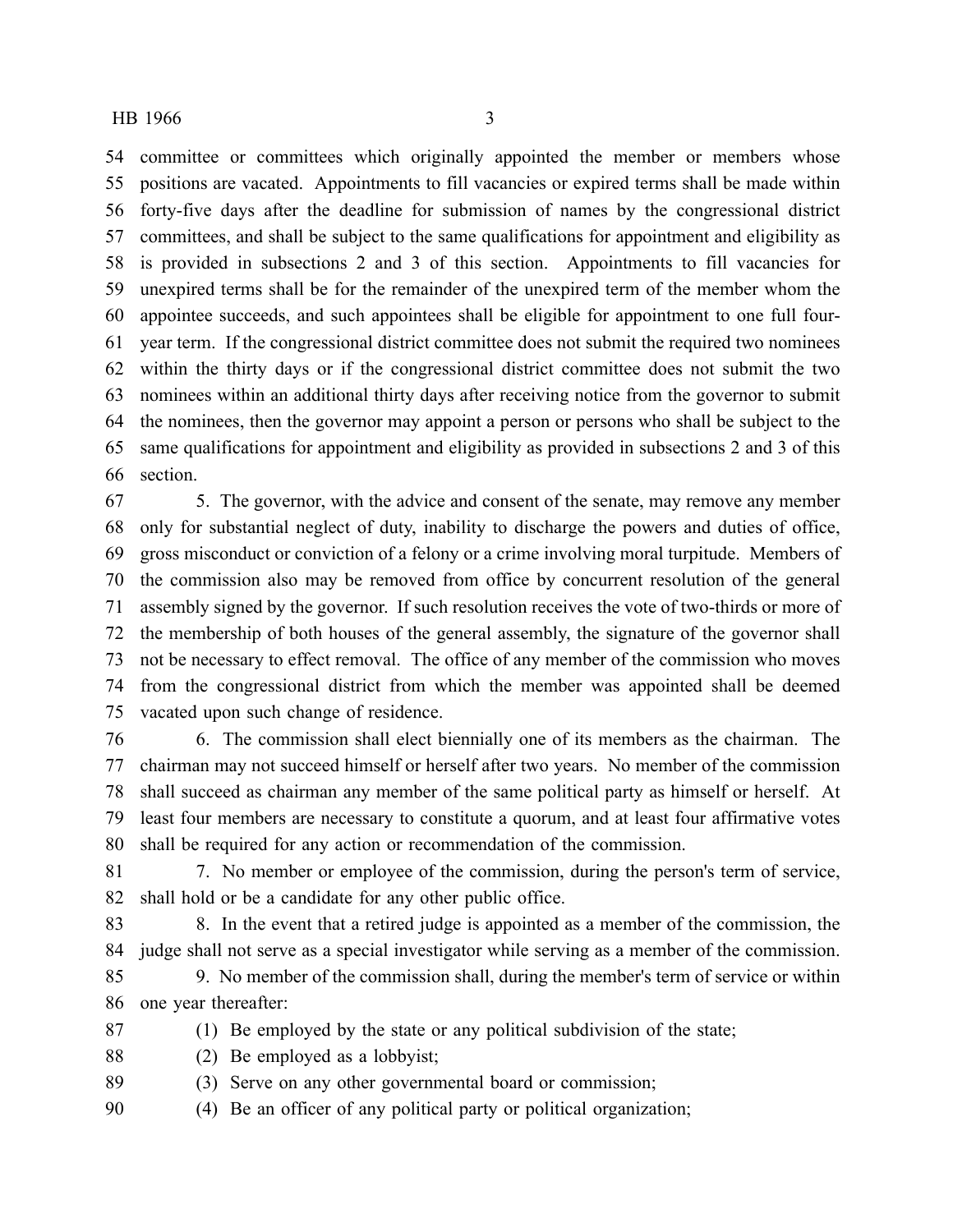committee or committees which originally appointed the member or members whose positions are vacated. Appointments to fill vacancies or expired terms shall be made within forty-five days after the deadline for submission of names by the congressional district committees, and shall be subject to the same qualifications for appointment and eligibility as is provided in subsections 2 and 3 of this section. Appointments to fill vacancies for unexpired terms shall be for the remainder of the unexpired term of the member whom the appointee succeeds, and such appointees shall be eligible for appointment to one full four-year term. If the congressional district committee does not submit the required two nominees within the thirty days or if the congressional district committee does not submit the two nominees within an additional thirty days after receiving notice from the governor to submit the nominees, then the governor may appoint a person or persons who shall be subject to the same qualifications for appointment and eligibility as provided in subsections 2 and 3 of this section.

5. The governor, with the advice and consent of the senate, may remove any member only for substantial neglect of duty, inability to discharge the powers and duties of office, gross misconduct or conviction of a felony or a crime involving moral turpitude. Members of the commission also may be removed from office by concurrent resolution of the general assembly signed by the governor. If such resolution receives the vote of two-thirds or more of the membership of both houses of the general assembly, the signature of the governor shall not be necessary to effect removal. The office of any member of the commission who moves from the congressional district from which the member was appointed shall be deemed vacated upon such change of residence.

6. The commission shall elect biennially one of its members as the chairman. The chairman may not succeed himself or herself after two years. No member of the commission shall succeed as chairman any member of the same political party as himself or herself. At least four members are necessary to constitute a quorum, and at least four affirmative votes shall be required for any action or recommendation of the commission.

7. No member or employee of the commission, during the person's term of service, shall hold or be a candidate for any other public office.

8. In the event that a retired judge is appointed as a member of the commission, the judge shall not serve as a special investigator while serving as a member of the commission.

9. No member of the commission shall, during the member's term of service or within one year thereafter:

(1) Be employed by the state or any political subdivision of the state;

(2) Be employed as a lobbyist;

(3) Serve on any other governmental board or commission;

(4) Be an officer of any political party or political organization;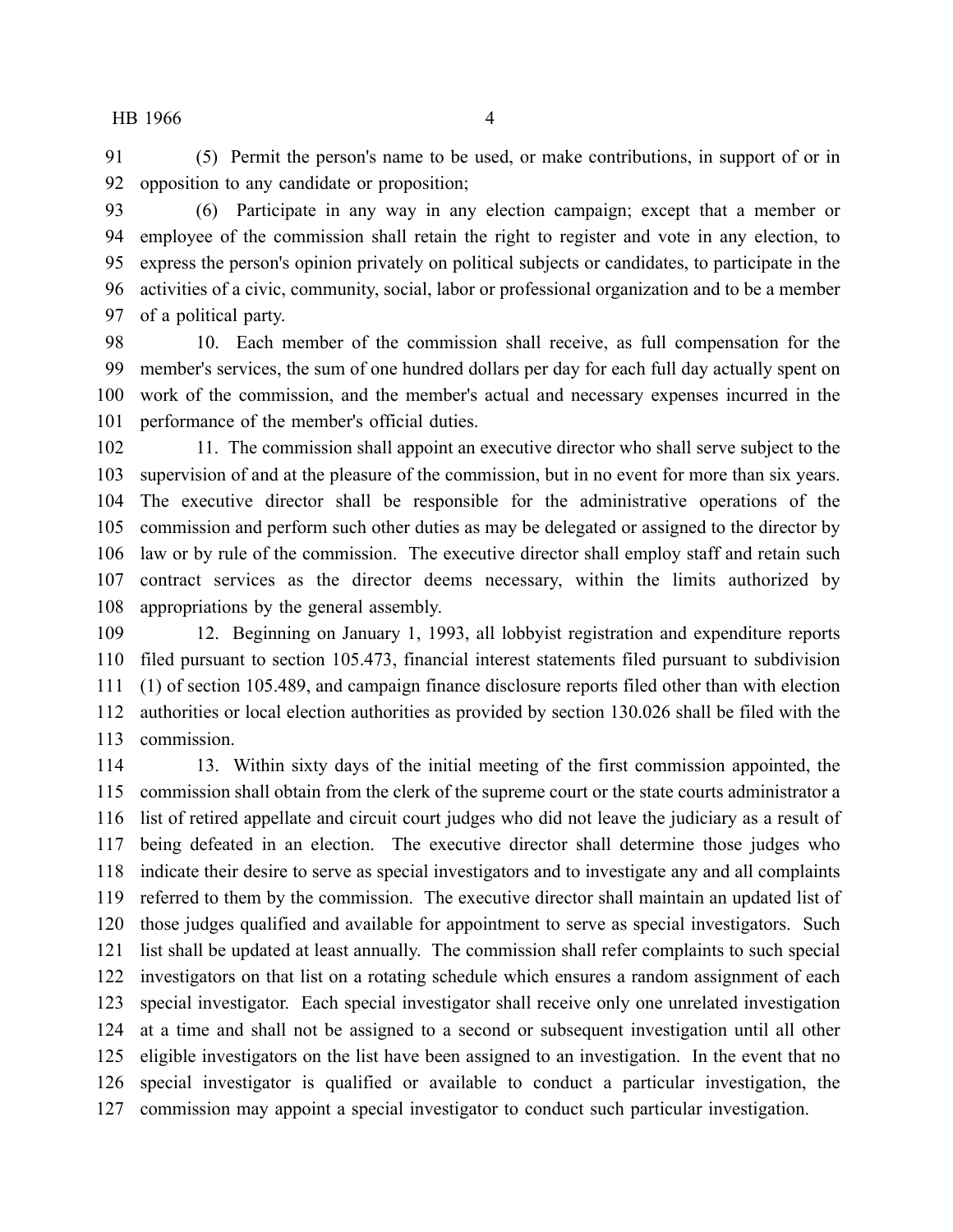(5) Permit the person's name to be used, or make contributions, in support of or in opposition to any candidate or proposition;

(6) Participate in any way in any election campaign; except that a member or employee of the commission shall retain the right to register and vote in any election, to express the person's opinion privately on political subjects or candidates, to participate in the activities of a civic, community, social, labor or professional organization and to be a member of a political party.

10. Each member of the commission shall receive, as full compensation for the member's services, the sum of one hundred dollars per day for each full day actually spent on work of the commission, and the member's actual and necessary expenses incurred in the performance of the member's official duties.

11. The commission shall appoint an executive director who shall serve subject to the supervision of and at the pleasure of the commission, but in no event for more than six years. The executive director shall be responsible for the administrative operations of the commission and perform such other duties as may be delegated or assigned to the director by law or by rule of the commission. The executive director shall employ staff and retain such contract services as the director deems necessary, within the limits authorized by appropriations by the general assembly.

12. Beginning on January 1, 1993, all lobbyist registration and expenditure reports filed pursuant to section 105.473, financial interest statements filed pursuant to subdivision (1) of section 105.489, and campaign finance disclosure reports filed other than with election authorities or local election authorities as provided by section 130.026 shall be filed with the commission.

13. Within sixty days of the initial meeting of the first commission appointed, the commission shall obtain from the clerk of the supreme court or the state courts administrator a list of retired appellate and circuit court judges who did not leave the judiciary as a result of being defeated in an election. The executive director shall determine those judges who indicate their desire to serve as special investigators and to investigate any and all complaints referred to them by the commission. The executive director shall maintain an updated list of those judges qualified and available for appointment to serve as special investigators. Such list shall be updated at least annually. The commission shall refer complaints to such special investigators on that list on a rotating schedule which ensures a random assignment of each special investigator. Each special investigator shall receive only one unrelated investigation at a time and shall not be assigned to a second or subsequent investigation until all other eligible investigators on the list have been assigned to an investigation. In the event that no special investigator is qualified or available to conduct a particular investigation, the commission may appoint a special investigator to conduct such particular investigation.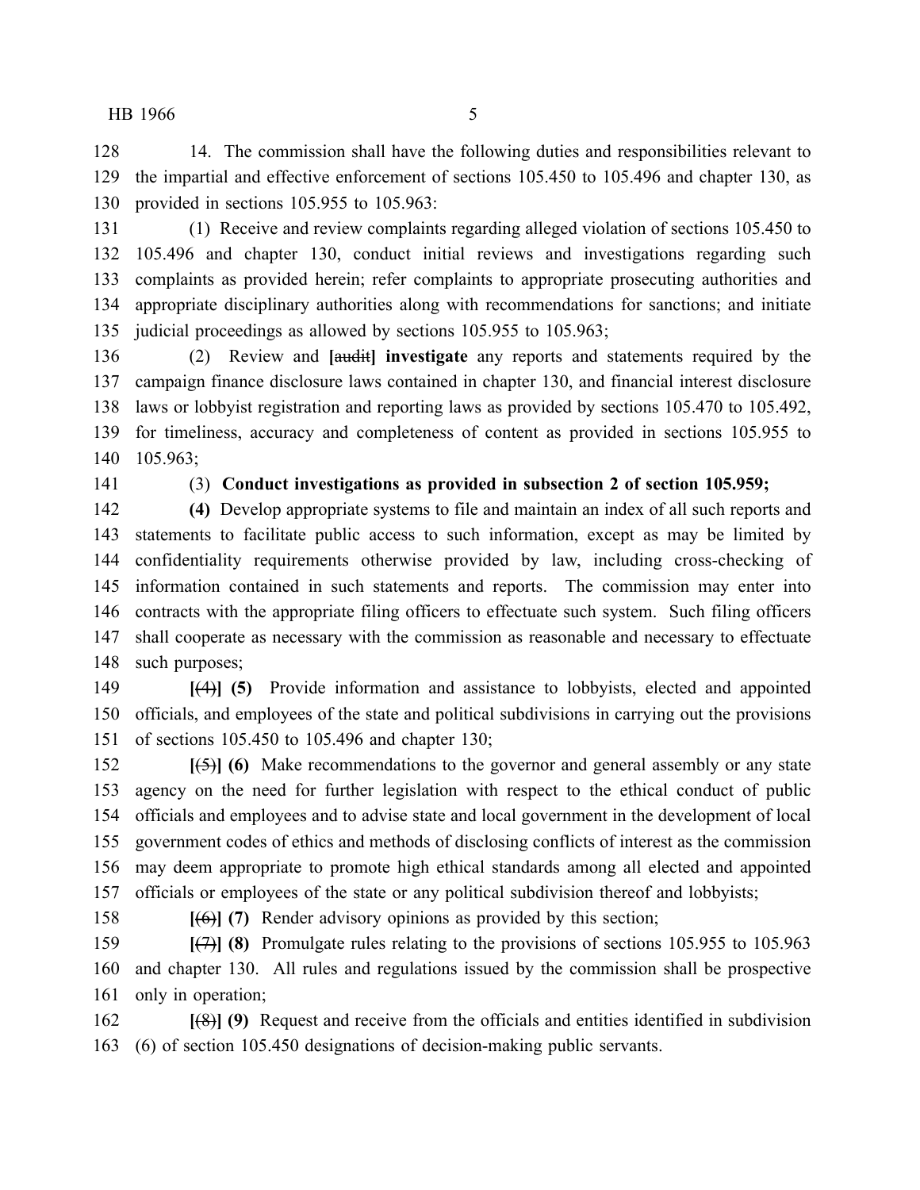14. The commission shall have the following duties and responsibilities relevant to the impartial and effective enforcement of sections 105.450 to 105.496 and chapter 130, as provided in sections 105.955 to 105.963:

(1) Receive and review complaints regarding alleged violation of sections 105.450 to 105.496 and chapter 130, conduct initial reviews and investigations regarding such complaints as provided herein; refer complaints to appropriate prosecuting authorities and appropriate disciplinary authorities along with recommendations for sanctions; and initiate judicial proceedings as allowed by sections 105.955 to 105.963;

(2) Review and **[**~~audit~~**] investigate** any reports and statements required by the campaign finance disclosure laws contained in chapter 130, and financial interest disclosure laws or lobbyist registration and reporting laws as provided by sections 105.470 to 105.492, for timeliness, accuracy and completeness of content as provided in sections 105.955 to 105.963;

(3) **Conduct investigations as provided in subsection 2 of section 105.959;**

**(4)** Develop appropriate systems to file and maintain an index of all such reports and statements to facilitate public access to such information, except as may be limited by confidentiality requirements otherwise provided by law, including cross-checking of information contained in such statements and reports. The commission may enter into contracts with the appropriate filing officers to effectuate such system. Such filing officers shall cooperate as necessary with the commission as reasonable and necessary to effectuate such purposes;

**[**~~(4)~~**] (5)** Provide information and assistance to lobbyists, elected and appointed officials, and employees of the state and political subdivisions in carrying out the provisions of sections 105.450 to 105.496 and chapter 130;

**[**~~(5)~~**] (6)** Make recommendations to the governor and general assembly or any state agency on the need for further legislation with respect to the ethical conduct of public officials and employees and to advise state and local government in the development of local government codes of ethics and methods of disclosing conflicts of interest as the commission may deem appropriate to promote high ethical standards among all elected and appointed officials or employees of the state or any political subdivision thereof and lobbyists;

**[**~~(6)~~**] (7)** Render advisory opinions as provided by this section;

**[**~~(7)~~**] (8)** Promulgate rules relating to the provisions of sections 105.955 to 105.963 and chapter 130. All rules and regulations issued by the commission shall be prospective only in operation;

**[**~~(8)~~**] (9)** Request and receive from the officials and entities identified in subdivision (6) of section 105.450 designations of decision-making public servants.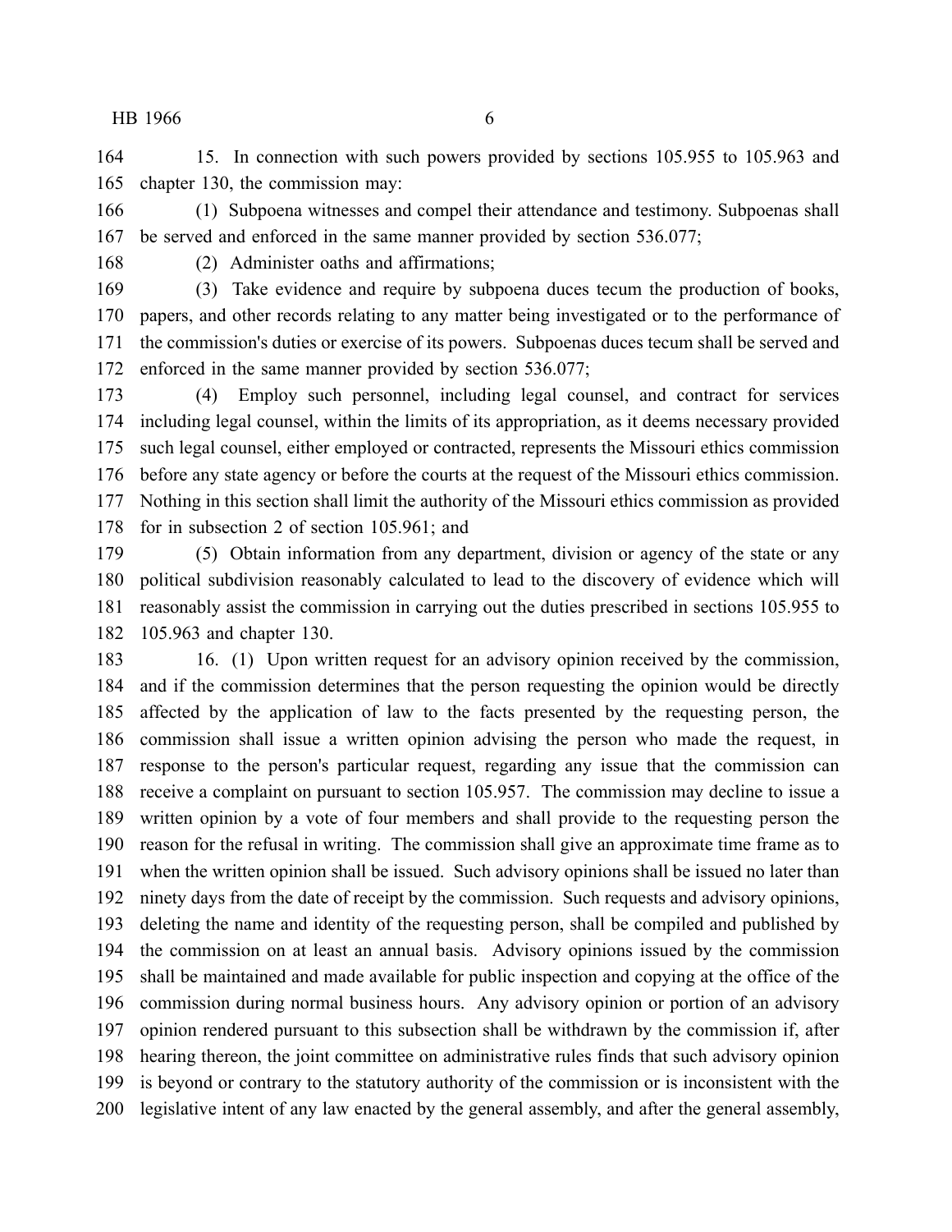15. In connection with such powers provided by sections 105.955 to 105.963 and chapter 130, the commission may:

(1) Subpoena witnesses and compel their attendance and testimony. Subpoenas shall be served and enforced in the same manner provided by section 536.077;

(2) Administer oaths and affirmations;

(3) Take evidence and require by subpoena duces tecum the production of books, papers, and other records relating to any matter being investigated or to the performance of the commission's duties or exercise of its powers. Subpoenas duces tecum shall be served and enforced in the same manner provided by section 536.077;

(4) Employ such personnel, including legal counsel, and contract for services including legal counsel, within the limits of its appropriation, as it deems necessary provided such legal counsel, either employed or contracted, represents the Missouri ethics commission before any state agency or before the courts at the request of the Missouri ethics commission. Nothing in this section shall limit the authority of the Missouri ethics commission as provided for in subsection 2 of section 105.961; and

(5) Obtain information from any department, division or agency of the state or any political subdivision reasonably calculated to lead to the discovery of evidence which will reasonably assist the commission in carrying out the duties prescribed in sections 105.955 to 105.963 and chapter 130.

16. (1) Upon written request for an advisory opinion received by the commission, and if the commission determines that the person requesting the opinion would be directly affected by the application of law to the facts presented by the requesting person, the commission shall issue a written opinion advising the person who made the request, in response to the person's particular request, regarding any issue that the commission can receive a complaint on pursuant to section 105.957. The commission may decline to issue a written opinion by a vote of four members and shall provide to the requesting person the reason for the refusal in writing. The commission shall give an approximate time frame as to when the written opinion shall be issued. Such advisory opinions shall be issued no later than ninety days from the date of receipt by the commission. Such requests and advisory opinions, deleting the name and identity of the requesting person, shall be compiled and published by the commission on at least an annual basis. Advisory opinions issued by the commission shall be maintained and made available for public inspection and copying at the office of the commission during normal business hours. Any advisory opinion or portion of an advisory opinion rendered pursuant to this subsection shall be withdrawn by the commission if, after hearing thereon, the joint committee on administrative rules finds that such advisory opinion is beyond or contrary to the statutory authority of the commission or is inconsistent with the legislative intent of any law enacted by the general assembly, and after the general assembly,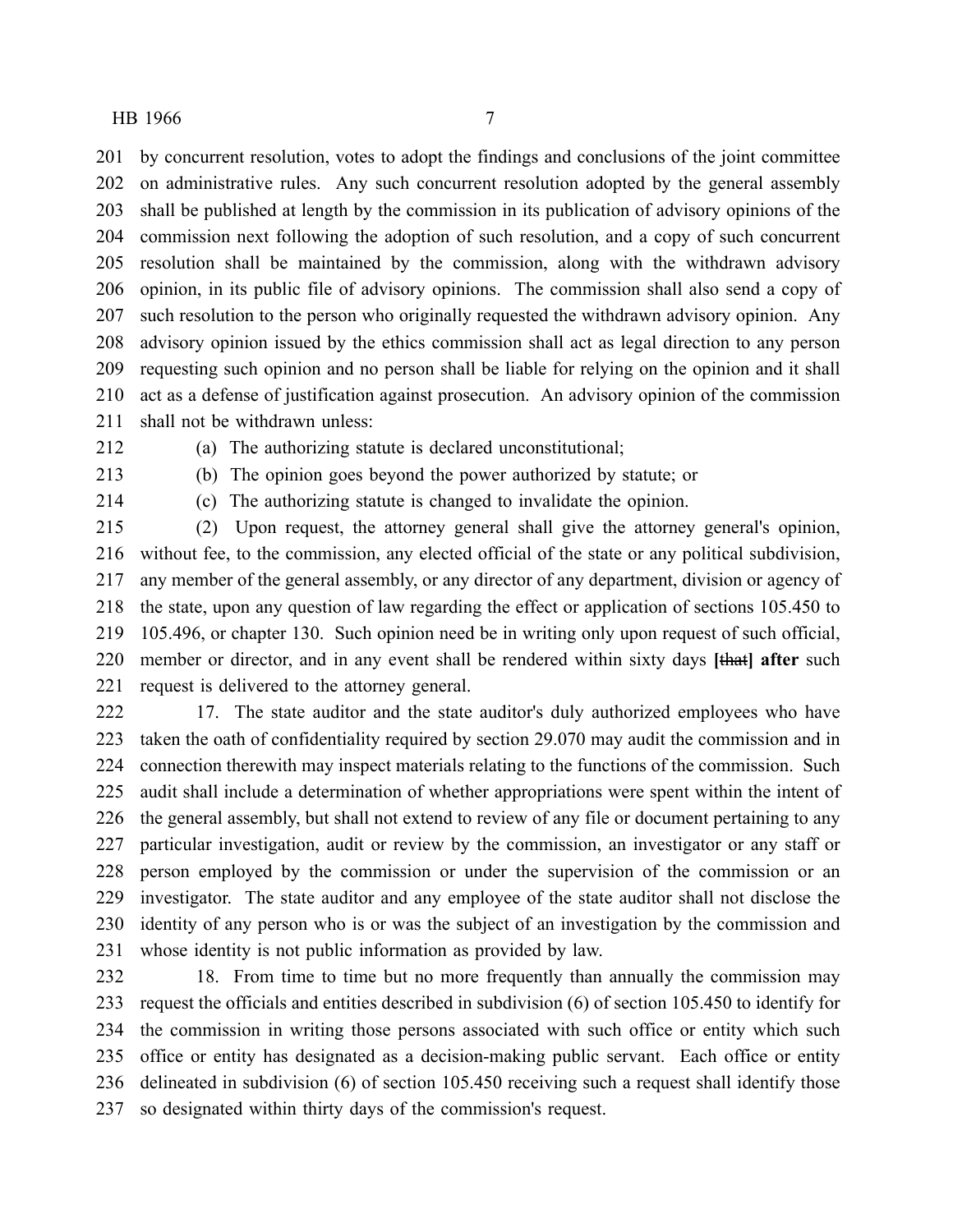by concurrent resolution, votes to adopt the findings and conclusions of the joint committee on administrative rules. Any such concurrent resolution adopted by the general assembly shall be published at length by the commission in its publication of advisory opinions of the commission next following the adoption of such resolution, and a copy of such concurrent resolution shall be maintained by the commission, along with the withdrawn advisory opinion, in its public file of advisory opinions. The commission shall also send a copy of such resolution to the person who originally requested the withdrawn advisory opinion. Any advisory opinion issued by the ethics commission shall act as legal direction to any person requesting such opinion and no person shall be liable for relying on the opinion and it shall act as a defense of justification against prosecution. An advisory opinion of the commission shall not be withdrawn unless:

(a) The authorizing statute is declared unconstitutional;

(b) The opinion goes beyond the power authorized by statute; or

(c) The authorizing statute is changed to invalidate the opinion.

(2) Upon request, the attorney general shall give the attorney general's opinion, without fee, to the commission, any elected official of the state or any political subdivision, any member of the general assembly, or any director of any department, division or agency of the state, upon any question of law regarding the effect or application of sections 105.450 to 105.496, or chapter 130. Such opinion need be in writing only upon request of such official, member or director, and in any event shall be rendered within sixty days **[**~~that~~**] after** such request is delivered to the attorney general.

17. The state auditor and the state auditor's duly authorized employees who have taken the oath of confidentiality required by section 29.070 may audit the commission and in connection therewith may inspect materials relating to the functions of the commission. Such audit shall include a determination of whether appropriations were spent within the intent of the general assembly, but shall not extend to review of any file or document pertaining to any particular investigation, audit or review by the commission, an investigator or any staff or person employed by the commission or under the supervision of the commission or an investigator. The state auditor and any employee of the state auditor shall not disclose the identity of any person who is or was the subject of an investigation by the commission and whose identity is not public information as provided by law.

18. From time to time but no more frequently than annually the commission may request the officials and entities described in subdivision (6) of section 105.450 to identify for the commission in writing those persons associated with such office or entity which such office or entity has designated as a decision-making public servant. Each office or entity delineated in subdivision (6) of section 105.450 receiving such a request shall identify those so designated within thirty days of the commission's request.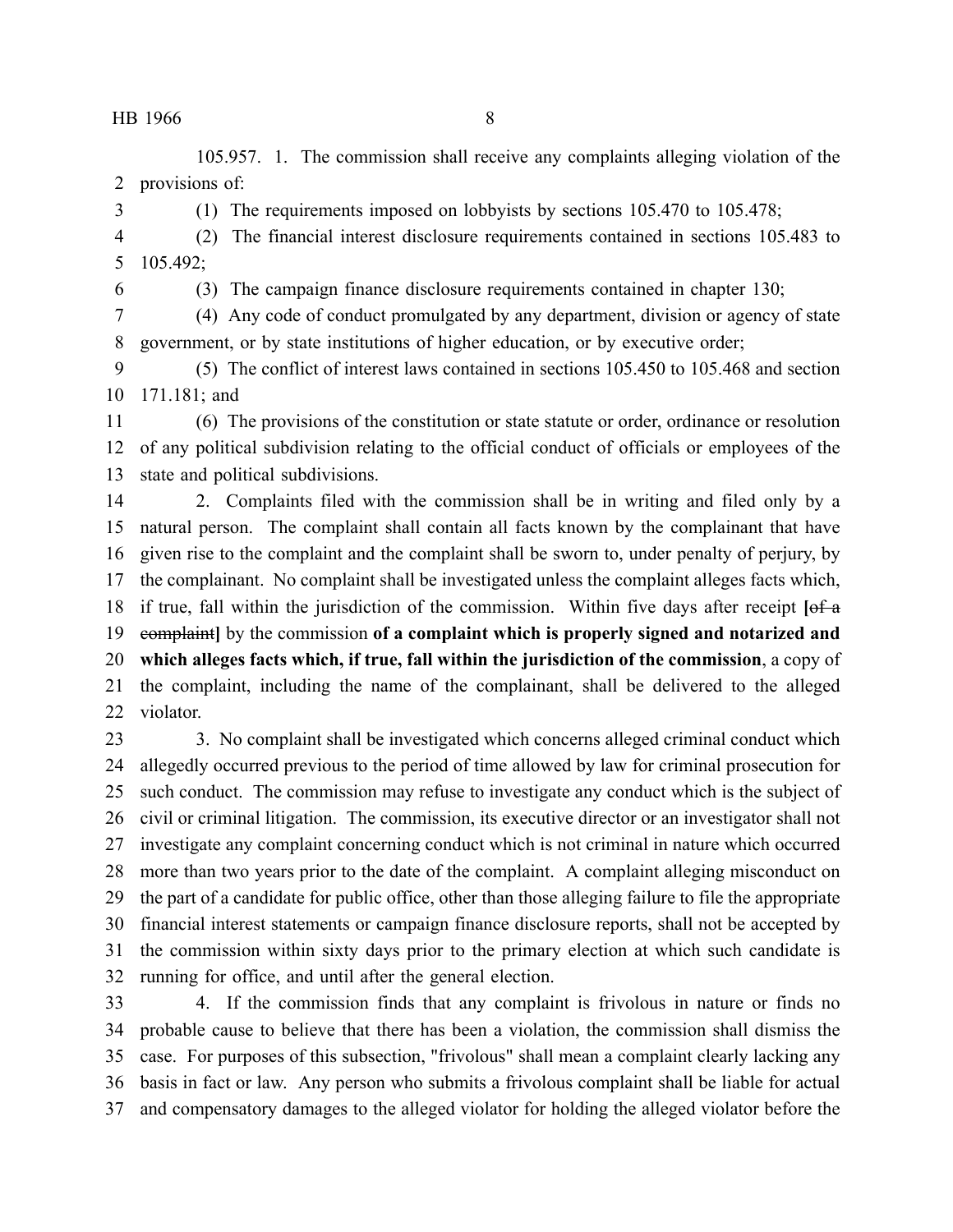105.957. 1. The commission shall receive any complaints alleging violation of the provisions of:

(1) The requirements imposed on lobbyists by sections 105.470 to 105.478;

(2) The financial interest disclosure requirements contained in sections 105.483 to 105.492;

(3) The campaign finance disclosure requirements contained in chapter 130;

(4) Any code of conduct promulgated by any department, division or agency of state government, or by state institutions of higher education, or by executive order;

(5) The conflict of interest laws contained in sections 105.450 to 105.468 and section 171.181; and

(6) The provisions of the constitution or state statute or order, ordinance or resolution of any political subdivision relating to the official conduct of officials or employees of the state and political subdivisions.

2. Complaints filed with the commission shall be in writing and filed only by a natural person. The complaint shall contain all facts known by the complainant that have given rise to the complaint and the complaint shall be sworn to, under penalty of perjury, by the complainant. No complaint shall be investigated unless the complaint alleges facts which, if true, fall within the jurisdiction of the commission. Within five days after receipt **[**~~of a complaint~~**]** by the commission **of a complaint which is properly signed and notarized and which alleges facts which, if true, fall within the jurisdiction of the commission**, a copy of the complaint, including the name of the complainant, shall be delivered to the alleged violator.

3. No complaint shall be investigated which concerns alleged criminal conduct which allegedly occurred previous to the period of time allowed by law for criminal prosecution for such conduct. The commission may refuse to investigate any conduct which is the subject of civil or criminal litigation. The commission, its executive director or an investigator shall not investigate any complaint concerning conduct which is not criminal in nature which occurred more than two years prior to the date of the complaint. A complaint alleging misconduct on the part of a candidate for public office, other than those alleging failure to file the appropriate financial interest statements or campaign finance disclosure reports, shall not be accepted by the commission within sixty days prior to the primary election at which such candidate is running for office, and until after the general election.

4. If the commission finds that any complaint is frivolous in nature or finds no probable cause to believe that there has been a violation, the commission shall dismiss the case. For purposes of this subsection, "frivolous" shall mean a complaint clearly lacking any basis in fact or law. Any person who submits a frivolous complaint shall be liable for actual and compensatory damages to the alleged violator for holding the alleged violator before the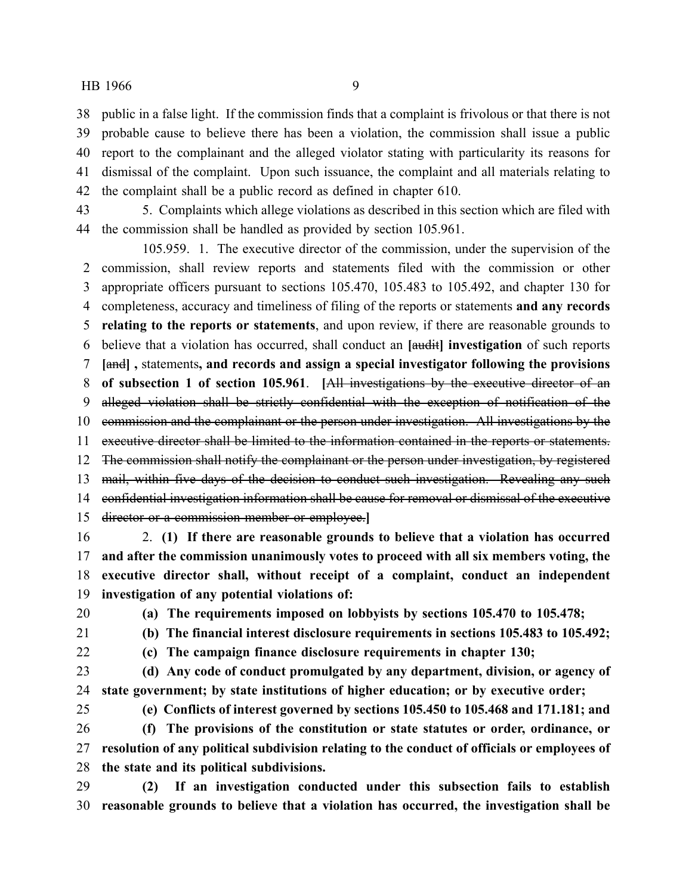public in a false light. If the commission finds that a complaint is frivolous or that there is not probable cause to believe there has been a violation, the commission shall issue a public report to the complainant and the alleged violator stating with particularity its reasons for dismissal of the complaint. Upon such issuance, the complaint and all materials relating to the complaint shall be a public record as defined in chapter 610.

5. Complaints which allege violations as described in this section which are filed with the commission shall be handled as provided by section 105.961.

105.959. 1. The executive director of the commission, under the supervision of the commission, shall review reports and statements filed with the commission or other appropriate officers pursuant to sections 105.470, 105.483 to 105.492, and chapter 130 for completeness, accuracy and timeliness of filing of the reports or statements **and any records relating to the reports or statements**, and upon review, if there are reasonable grounds to believe that a violation has occurred, shall conduct an **[**~~audit~~**] investigation** of such reports **[**~~and~~**] ,** statements**, and records and assign a special investigator following the provisions of subsection 1 of section 105.961**. **[**~~All investigations by the executive director of an alleged violation shall be strictly confidential with the exception of notification of the commission and the complainant or the person under investigation. All investigations by the executive director shall be limited to the information contained in the reports or statements. The commission shall notify the complainant or the person under investigation, by registered mail, within five days of the decision to conduct such investigation. Revealing any such confidential investigation information shall be cause for removal or dismissal of the executive director or a commission member or employee.~~**]**

2. **(1) If there are reasonable grounds to believe that a violation has occurred and after the commission unanimously votes to proceed with all six members voting, the executive director shall, without receipt of a complaint, conduct an independent investigation of any potential violations of:**

**(a) The requirements imposed on lobbyists by sections 105.470 to 105.478;**

**(b) The financial interest disclosure requirements in sections 105.483 to 105.492;**

**(c) The campaign finance disclosure requirements in chapter 130;**

**(d) Any code of conduct promulgated by any department, division, or agency of state government; by state institutions of higher education; or by executive order;**

**(e) Conflicts of interest governed by sections 105.450 to 105.468 and 171.181; and**

**(f) The provisions of the constitution or state statutes or order, ordinance, or resolution of any political subdivision relating to the conduct of officials or employees of the state and its political subdivisions.**

**(2) If an investigation conducted under this subsection fails to establish reasonable grounds to believe that a violation has occurred, the investigation shall be**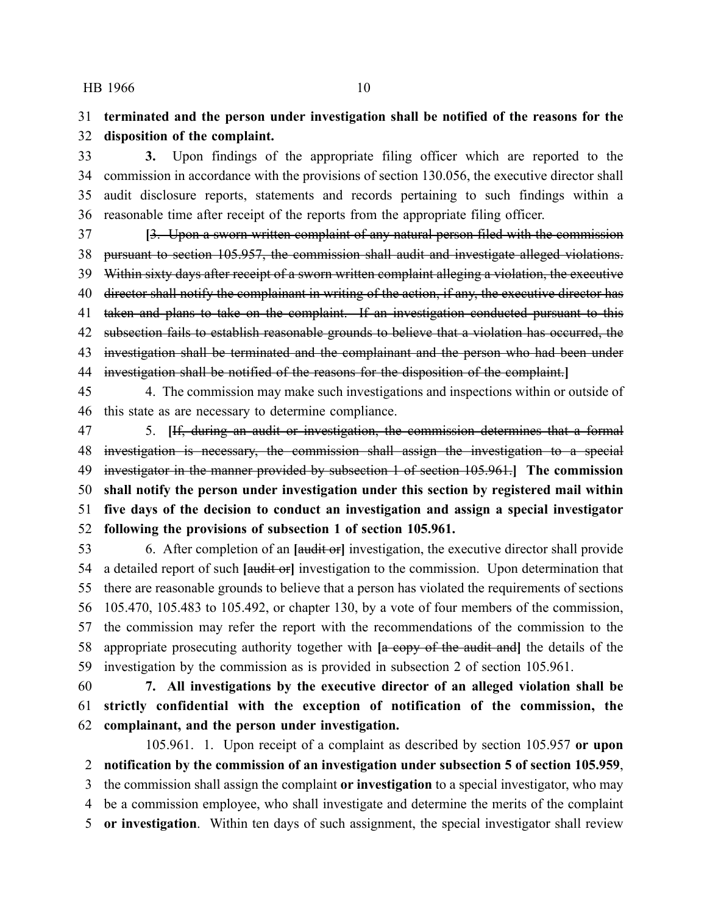**terminated and the person under investigation shall be notified of the reasons for the disposition of the complaint.**

**3.** Upon findings of the appropriate filing officer which are reported to the commission in accordance with the provisions of section 130.056, the executive director shall audit disclosure reports, statements and records pertaining to such findings within a reasonable time after receipt of the reports from the appropriate filing officer.

**[**~~3. Upon a sworn written complaint of any natural person filed with the commission pursuant to section 105.957, the commission shall audit and investigate alleged violations. Within sixty days after receipt of a sworn written complaint alleging a violation, the executive director shall notify the complainant in writing of the action, if any, the executive director has taken and plans to take on the complaint. If an investigation conducted pursuant to this subsection fails to establish reasonable grounds to believe that a violation has occurred, the investigation shall be terminated and the complainant and the person who had been under investigation shall be notified of the reasons for the disposition of the complaint.~~**]**

4. The commission may make such investigations and inspections within or outside of this state as are necessary to determine compliance.

5. **[**~~If, during an audit or investigation, the commission determines that a formal investigation is necessary, the commission shall assign the investigation to a special investigator in the manner provided by subsection 1 of section 105.961.~~**]** **The commission shall notify the person under investigation under this section by registered mail within five days of the decision to conduct an investigation and assign a special investigator following the provisions of subsection 1 of section 105.961.**

6. After completion of an **[**~~audit or~~**]** investigation, the executive director shall provide a detailed report of such **[**~~audit or~~**]** investigation to the commission. Upon determination that there are reasonable grounds to believe that a person has violated the requirements of sections 105.470, 105.483 to 105.492, or chapter 130, by a vote of four members of the commission, the commission may refer the report with the recommendations of the commission to the appropriate prosecuting authority together with **[**~~a copy of the audit and~~**]** the details of the investigation by the commission as is provided in subsection 2 of section 105.961.

**7. All investigations by the executive director of an alleged violation shall be strictly confidential with the exception of notification of the commission, the complainant, and the person under investigation.**

105.961. 1. Upon receipt of a complaint as described by section 105.957 **or upon notification by the commission of an investigation under subsection 5 of section 105.959**, the commission shall assign the complaint **or investigation** to a special investigator, who may be a commission employee, who shall investigate and determine the merits of the complaint **or investigation**. Within ten days of such assignment, the special investigator shall review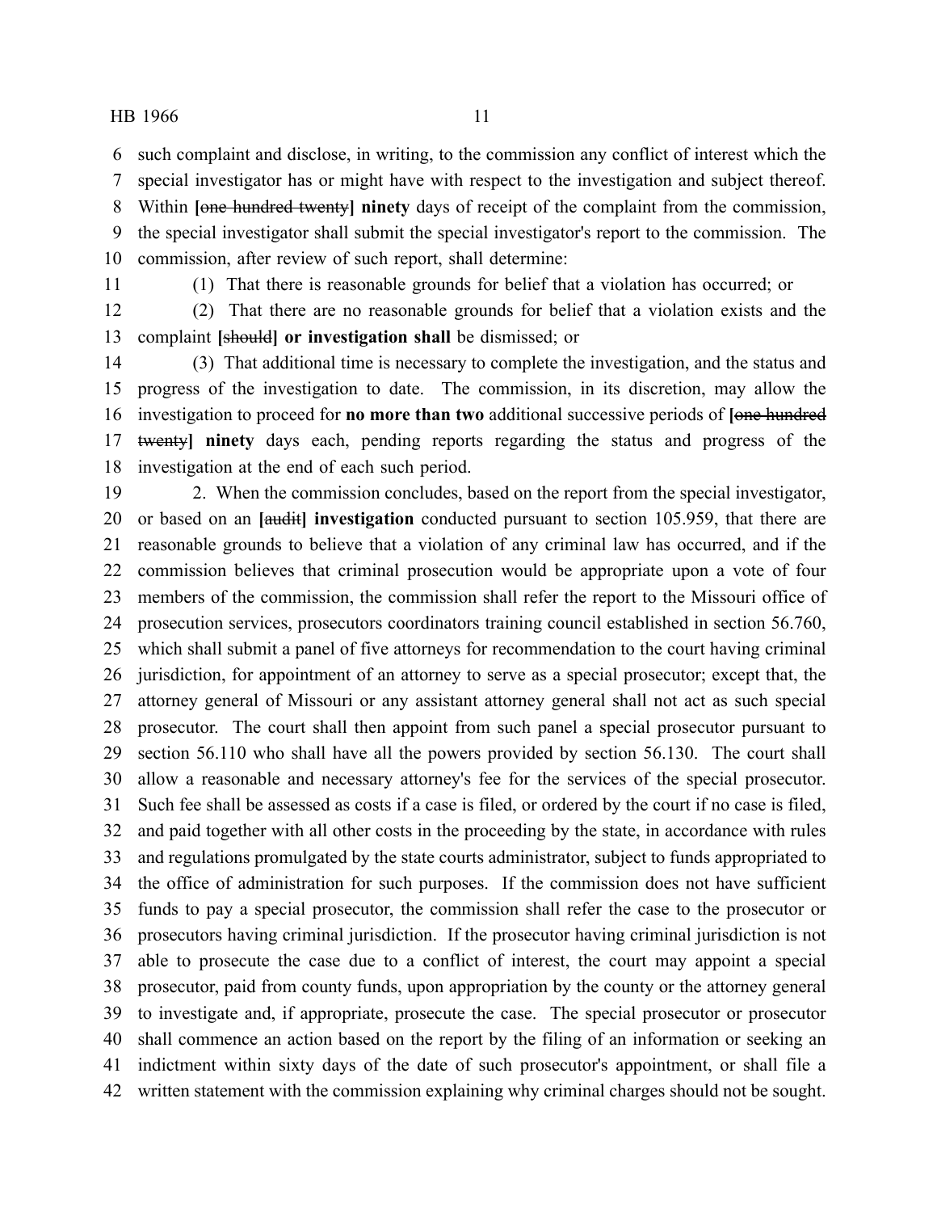such complaint and disclose, in writing, to the commission any conflict of interest which the special investigator has or might have with respect to the investigation and subject thereof. Within **[**~~one hundred twenty~~**] ninety** days of receipt of the complaint from the commission, the special investigator shall submit the special investigator's report to the commission. The commission, after review of such report, shall determine:

(1) That there is reasonable grounds for belief that a violation has occurred; or

(2) That there are no reasonable grounds for belief that a violation exists and the complaint **[**~~should~~**] or investigation shall** be dismissed; or

(3) That additional time is necessary to complete the investigation, and the status and progress of the investigation to date. The commission, in its discretion, may allow the investigation to proceed for **no more than two** additional successive periods of **[**~~one hundred twenty~~**] ninety** days each, pending reports regarding the status and progress of the investigation at the end of each such period.

2. When the commission concludes, based on the report from the special investigator, or based on an **[**~~audit~~**] investigation** conducted pursuant to section 105.959, that there are reasonable grounds to believe that a violation of any criminal law has occurred, and if the commission believes that criminal prosecution would be appropriate upon a vote of four members of the commission, the commission shall refer the report to the Missouri office of prosecution services, prosecutors coordinators training council established in section 56.760, which shall submit a panel of five attorneys for recommendation to the court having criminal jurisdiction, for appointment of an attorney to serve as a special prosecutor; except that, the attorney general of Missouri or any assistant attorney general shall not act as such special prosecutor. The court shall then appoint from such panel a special prosecutor pursuant to section 56.110 who shall have all the powers provided by section 56.130. The court shall allow a reasonable and necessary attorney's fee for the services of the special prosecutor. Such fee shall be assessed as costs if a case is filed, or ordered by the court if no case is filed, and paid together with all other costs in the proceeding by the state, in accordance with rules and regulations promulgated by the state courts administrator, subject to funds appropriated to the office of administration for such purposes. If the commission does not have sufficient funds to pay a special prosecutor, the commission shall refer the case to the prosecutor or prosecutors having criminal jurisdiction. If the prosecutor having criminal jurisdiction is not able to prosecute the case due to a conflict of interest, the court may appoint a special prosecutor, paid from county funds, upon appropriation by the county or the attorney general to investigate and, if appropriate, prosecute the case. The special prosecutor or prosecutor shall commence an action based on the report by the filing of an information or seeking an indictment within sixty days of the date of such prosecutor's appointment, or shall file a written statement with the commission explaining why criminal charges should not be sought.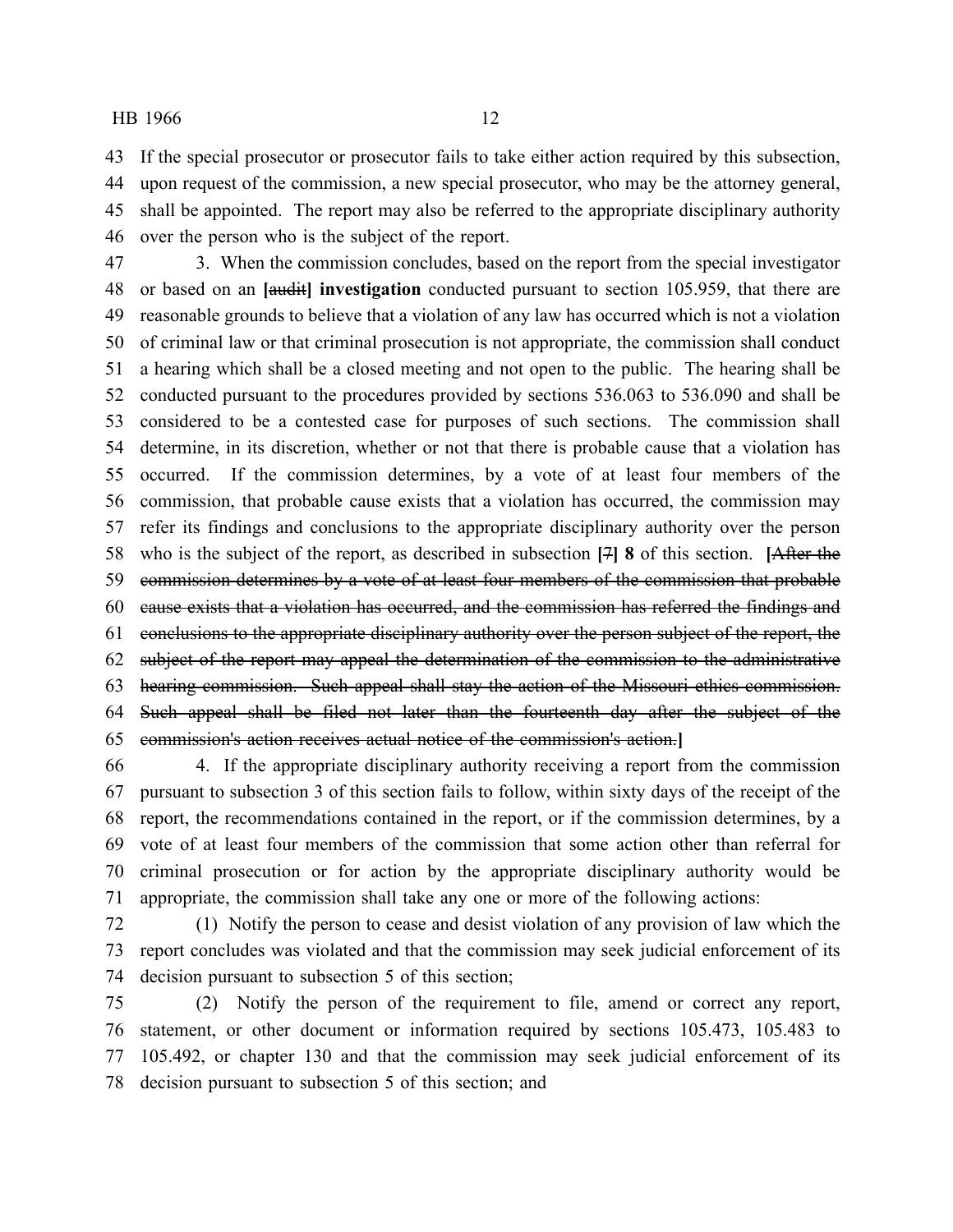If the special prosecutor or prosecutor fails to take either action required by this subsection, upon request of the commission, a new special prosecutor, who may be the attorney general, shall be appointed. The report may also be referred to the appropriate disciplinary authority over the person who is the subject of the report.

3. When the commission concludes, based on the report from the special investigator or based on an **[**~~audit~~**] investigation** conducted pursuant to section 105.959, that there are reasonable grounds to believe that a violation of any law has occurred which is not a violation of criminal law or that criminal prosecution is not appropriate, the commission shall conduct a hearing which shall be a closed meeting and not open to the public. The hearing shall be conducted pursuant to the procedures provided by sections 536.063 to 536.090 and shall be considered to be a contested case for purposes of such sections. The commission shall determine, in its discretion, whether or not that there is probable cause that a violation has occurred. If the commission determines, by a vote of at least four members of the commission, that probable cause exists that a violation has occurred, the commission may refer its findings and conclusions to the appropriate disciplinary authority over the person who is the subject of the report, as described in subsection **[**~~7~~**] 8** of this section. **[**~~After the commission determines by a vote of at least four members of the commission that probable cause exists that a violation has occurred, and the commission has referred the findings and conclusions to the appropriate disciplinary authority over the person subject of the report, the subject of the report may appeal the determination of the commission to the administrative hearing commission. Such appeal shall stay the action of the Missouri ethics commission. Such appeal shall be filed not later than the fourteenth day after the subject of the commission's action receives actual notice of the commission's action.~~**]**

4. If the appropriate disciplinary authority receiving a report from the commission pursuant to subsection 3 of this section fails to follow, within sixty days of the receipt of the report, the recommendations contained in the report, or if the commission determines, by a vote of at least four members of the commission that some action other than referral for criminal prosecution or for action by the appropriate disciplinary authority would be appropriate, the commission shall take any one or more of the following actions:

(1) Notify the person to cease and desist violation of any provision of law which the report concludes was violated and that the commission may seek judicial enforcement of its decision pursuant to subsection 5 of this section;

(2) Notify the person of the requirement to file, amend or correct any report, statement, or other document or information required by sections 105.473, 105.483 to 105.492, or chapter 130 and that the commission may seek judicial enforcement of its decision pursuant to subsection 5 of this section; and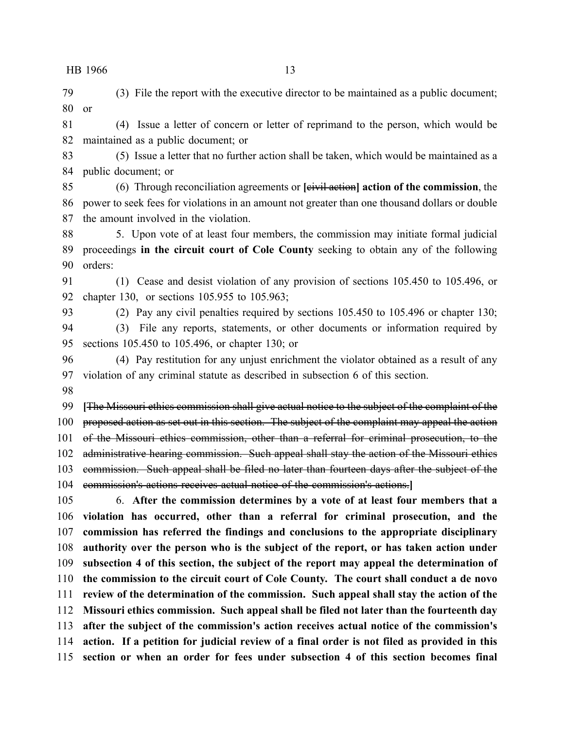(3) File the report with the executive director to be maintained as a public document; or

(4) Issue a letter of concern or letter of reprimand to the person, which would be maintained as a public document; or

(5) Issue a letter that no further action shall be taken, which would be maintained as a public document; or

(6) Through reconciliation agreements or **[**~~civil action~~**] action of the commission**, the power to seek fees for violations in an amount not greater than one thousand dollars or double the amount involved in the violation.

5. Upon vote of at least four members, the commission may initiate formal judicial proceedings **in the circuit court of Cole County** seeking to obtain any of the following orders:

(1) Cease and desist violation of any provision of sections 105.450 to 105.496, or chapter 130, or sections 105.955 to 105.963;

(2) Pay any civil penalties required by sections 105.450 to 105.496 or chapter 130;

(3) File any reports, statements, or other documents or information required by sections 105.450 to 105.496, or chapter 130; or

(4) Pay restitution for any unjust enrichment the violator obtained as a result of any violation of any criminal statute as described in subsection 6 of this section.

**[**~~The Missouri ethics commission shall give actual notice to the subject of the complaint of the proposed action as set out in this section. The subject of the complaint may appeal the action of the Missouri ethics commission, other than a referral for criminal prosecution, to the administrative hearing commission. Such appeal shall stay the action of the Missouri ethics commission. Such appeal shall be filed no later than fourteen days after the subject of the commission's actions receives actual notice of the commission's actions.~~**]**

6. **After the commission determines by a vote of at least four members that a violation has occurred, other than a referral for criminal prosecution, and the commission has referred the findings and conclusions to the appropriate disciplinary authority over the person who is the subject of the report, or has taken action under subsection 4 of this section, the subject of the report may appeal the determination of the commission to the circuit court of Cole County. The court shall conduct a de novo review of the determination of the commission. Such appeal shall stay the action of the Missouri ethics commission. Such appeal shall be filed not later than the fourteenth day after the subject of the commission's action receives actual notice of the commission's action. If a petition for judicial review of a final order is not filed as provided in this section or when an order for fees under subsection 4 of this section becomes final**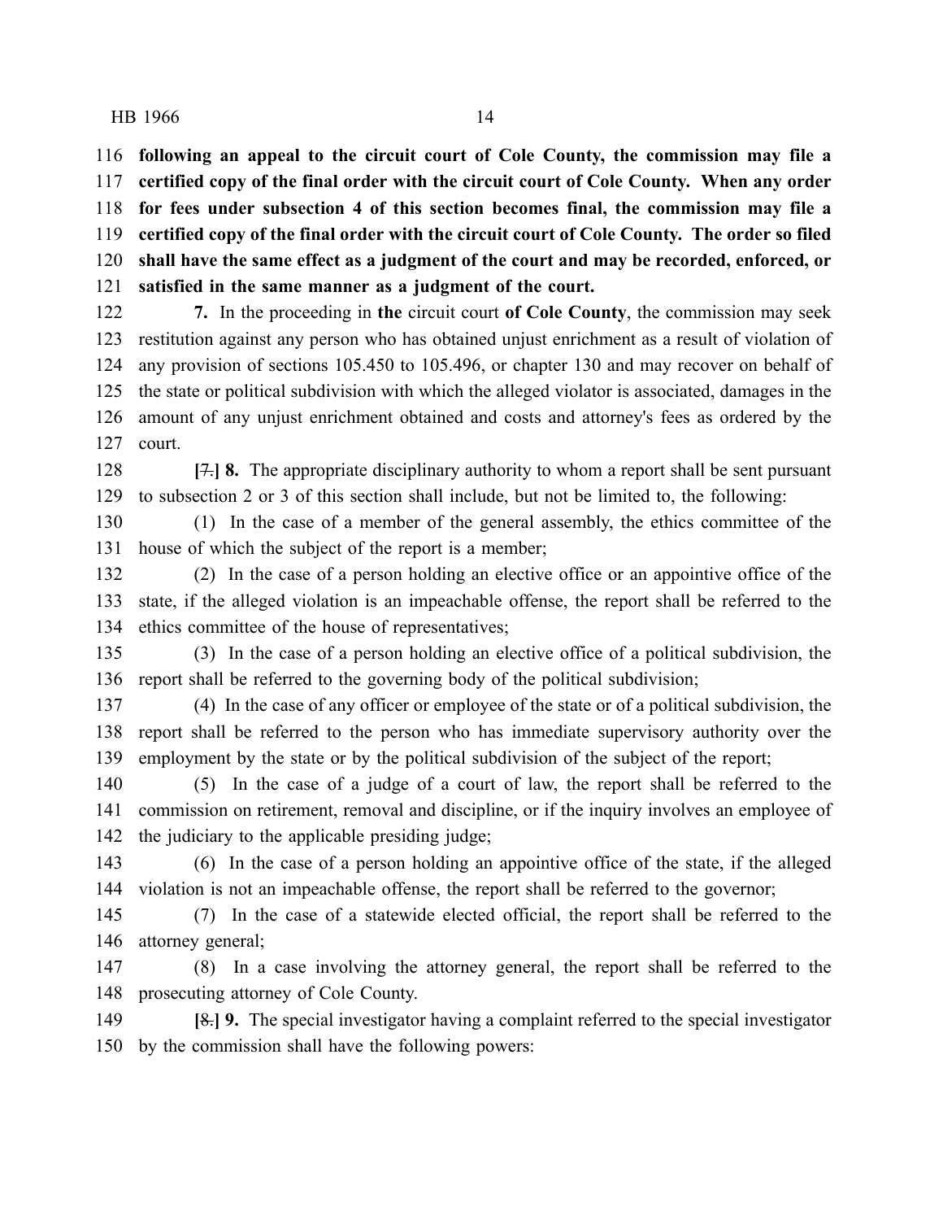**following an appeal to the circuit court of Cole County, the commission may file a certified copy of the final order with the circuit court of Cole County. When any order for fees under subsection 4 of this section becomes final, the commission may file a certified copy of the final order with the circuit court of Cole County. The order so filed shall have the same effect as a judgment of the court and may be recorded, enforced, or satisfied in the same manner as a judgment of the court.**

**7.** In the proceeding in **the** circuit court **of Cole County**, the commission may seek restitution against any person who has obtained unjust enrichment as a result of violation of any provision of sections 105.450 to 105.496, or chapter 130 and may recover on behalf of the state or political subdivision with which the alleged violator is associated, damages in the amount of any unjust enrichment obtained and costs and attorney's fees as ordered by the court.

**[**~~7.~~**] 8.** The appropriate disciplinary authority to whom a report shall be sent pursuant to subsection 2 or 3 of this section shall include, but not be limited to, the following:

(1) In the case of a member of the general assembly, the ethics committee of the house of which the subject of the report is a member;

(2) In the case of a person holding an elective office or an appointive office of the state, if the alleged violation is an impeachable offense, the report shall be referred to the ethics committee of the house of representatives;

(3) In the case of a person holding an elective office of a political subdivision, the report shall be referred to the governing body of the political subdivision;

(4) In the case of any officer or employee of the state or of a political subdivision, the report shall be referred to the person who has immediate supervisory authority over the employment by the state or by the political subdivision of the subject of the report;

(5) In the case of a judge of a court of law, the report shall be referred to the commission on retirement, removal and discipline, or if the inquiry involves an employee of the judiciary to the applicable presiding judge;

(6) In the case of a person holding an appointive office of the state, if the alleged violation is not an impeachable offense, the report shall be referred to the governor;

(7) In the case of a statewide elected official, the report shall be referred to the attorney general;

(8) In a case involving the attorney general, the report shall be referred to the prosecuting attorney of Cole County.

**[**~~8.~~**] 9.** The special investigator having a complaint referred to the special investigator by the commission shall have the following powers: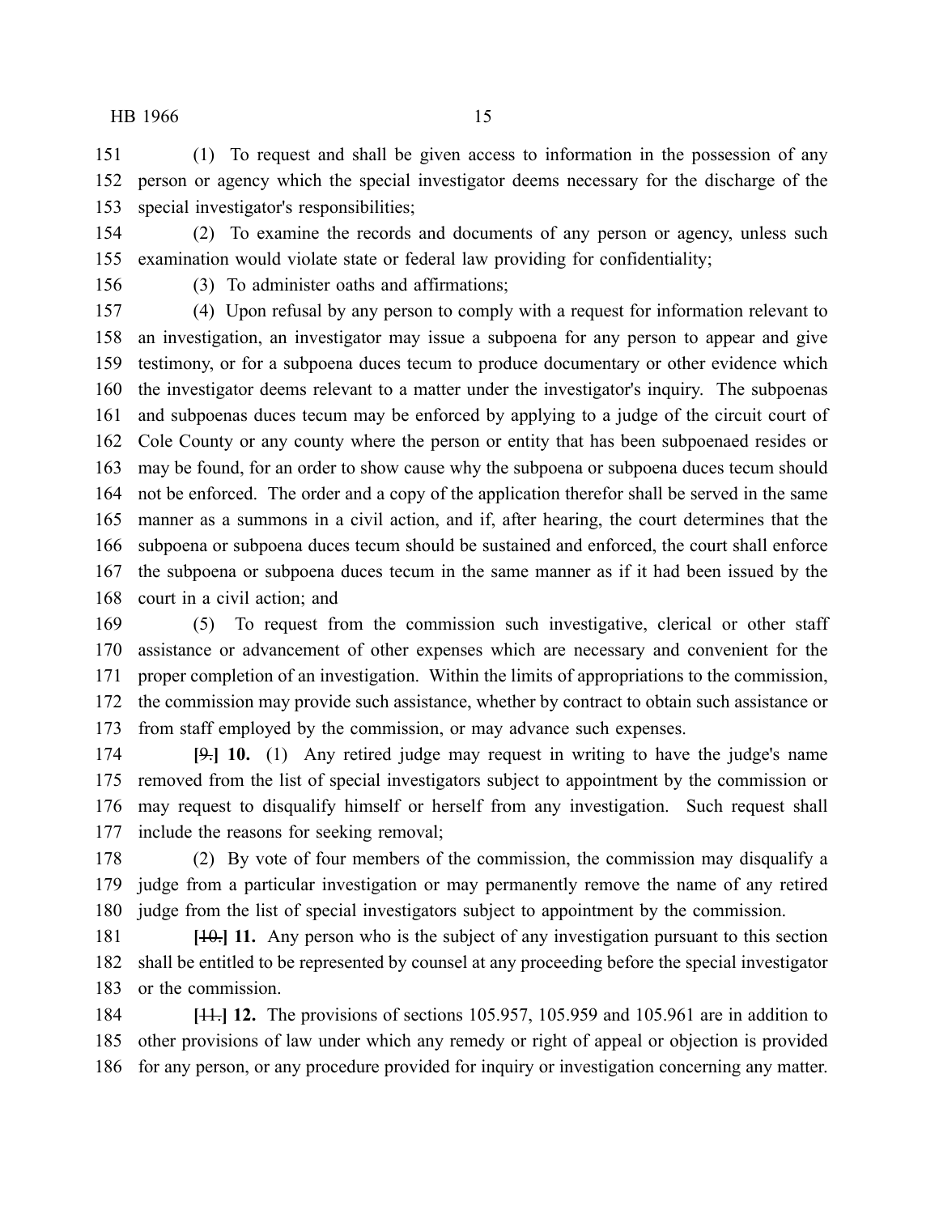(1) To request and shall be given access to information in the possession of any person or agency which the special investigator deems necessary for the discharge of the special investigator's responsibilities;

(2) To examine the records and documents of any person or agency, unless such examination would violate state or federal law providing for confidentiality;

(3) To administer oaths and affirmations;

(4) Upon refusal by any person to comply with a request for information relevant to an investigation, an investigator may issue a subpoena for any person to appear and give testimony, or for a subpoena duces tecum to produce documentary or other evidence which the investigator deems relevant to a matter under the investigator's inquiry. The subpoenas and subpoenas duces tecum may be enforced by applying to a judge of the circuit court of Cole County or any county where the person or entity that has been subpoenaed resides or may be found, for an order to show cause why the subpoena or subpoena duces tecum should not be enforced. The order and a copy of the application therefor shall be served in the same manner as a summons in a civil action, and if, after hearing, the court determines that the subpoena or subpoena duces tecum should be sustained and enforced, the court shall enforce the subpoena or subpoena duces tecum in the same manner as if it had been issued by the court in a civil action; and

(5) To request from the commission such investigative, clerical or other staff assistance or advancement of other expenses which are necessary and convenient for the proper completion of an investigation. Within the limits of appropriations to the commission, the commission may provide such assistance, whether by contract to obtain such assistance or from staff employed by the commission, or may advance such expenses.

**[**~~9.~~**] 10.** (1) Any retired judge may request in writing to have the judge's name removed from the list of special investigators subject to appointment by the commission or may request to disqualify himself or herself from any investigation. Such request shall include the reasons for seeking removal;

(2) By vote of four members of the commission, the commission may disqualify a judge from a particular investigation or may permanently remove the name of any retired judge from the list of special investigators subject to appointment by the commission.

**[**~~10.~~**] 11.** Any person who is the subject of any investigation pursuant to this section shall be entitled to be represented by counsel at any proceeding before the special investigator or the commission.

**[**~~11.~~**] 12.** The provisions of sections 105.957, 105.959 and 105.961 are in addition to other provisions of law under which any remedy or right of appeal or objection is provided for any person, or any procedure provided for inquiry or investigation concerning any matter.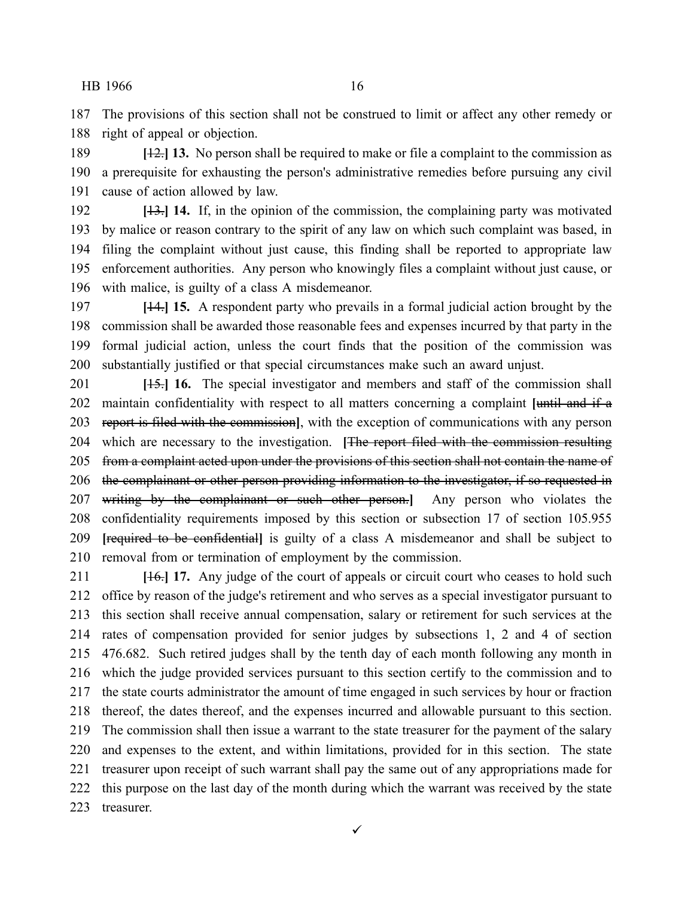The provisions of this section shall not be construed to limit or affect any other remedy or right of appeal or objection.

**[**~~12.~~**] 13.** No person shall be required to make or file a complaint to the commission as a prerequisite for exhausting the person's administrative remedies before pursuing any civil cause of action allowed by law.

**[**~~13.~~**] 14.** If, in the opinion of the commission, the complaining party was motivated by malice or reason contrary to the spirit of any law on which such complaint was based, in filing the complaint without just cause, this finding shall be reported to appropriate law enforcement authorities. Any person who knowingly files a complaint without just cause, or with malice, is guilty of a class A misdemeanor.

**[**~~14.~~**] 15.** A respondent party who prevails in a formal judicial action brought by the commission shall be awarded those reasonable fees and expenses incurred by that party in the formal judicial action, unless the court finds that the position of the commission was substantially justified or that special circumstances make such an award unjust.

**[**~~15.~~**] 16.** The special investigator and members and staff of the commission shall maintain confidentiality with respect to all matters concerning a complaint **[**~~until and if a report is filed with the commission~~**]**, with the exception of communications with any person which are necessary to the investigation. **[**~~The report filed with the commission resulting from a complaint acted upon under the provisions of this section shall not contain the name of the complainant or other person providing information to the investigator, if so requested in writing by the complainant or such other person.~~**]** Any person who violates the confidentiality requirements imposed by this section or subsection 17 of section 105.955 **[**~~required to be confidential~~**]** is guilty of a class A misdemeanor and shall be subject to removal from or termination of employment by the commission.

**[**~~16.~~**] 17.** Any judge of the court of appeals or circuit court who ceases to hold such office by reason of the judge's retirement and who serves as a special investigator pursuant to this section shall receive annual compensation, salary or retirement for such services at the rates of compensation provided for senior judges by subsections 1, 2 and 4 of section 476.682. Such retired judges shall by the tenth day of each month following any month in which the judge provided services pursuant to this section certify to the commission and to the state courts administrator the amount of time engaged in such services by hour or fraction thereof, the dates thereof, and the expenses incurred and allowable pursuant to this section. The commission shall then issue a warrant to the state treasurer for the payment of the salary and expenses to the extent, and within limitations, provided for in this section. The state treasurer upon receipt of such warrant shall pay the same out of any appropriations made for this purpose on the last day of the month during which the warrant was received by the state treasurer.

✓